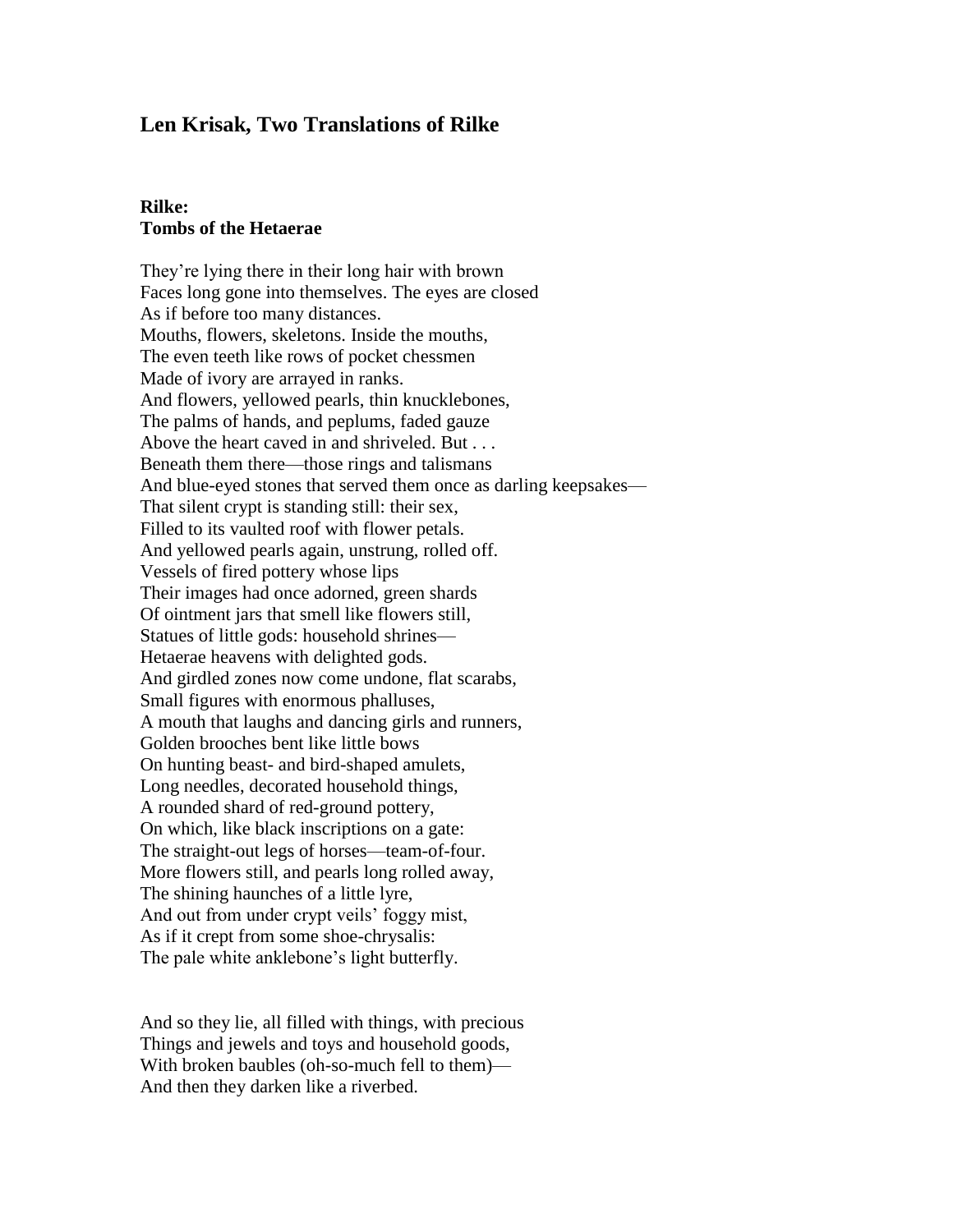## Len Krisak, Two Translations of Rilke

### Rilke:
### Tombs of the Hetaerae

They're lying there in their long hair with brown
Faces long gone into themselves. The eyes are closed
As if before too many distances.
Mouths, flowers, skeletons. Inside the mouths,
The even teeth like rows of pocket chessmen
Made of ivory are arrayed in ranks.
And flowers, yellowed pearls, thin knucklebones,
The palms of hands, and peplums, faded gauze
Above the heart caved in and shriveled. But . . .
Beneath them there—those rings and talismans
And blue-eyed stones that served them once as darling keepsakes—
That silent crypt is standing still: their sex,
Filled to its vaulted roof with flower petals.
And yellowed pearls again, unstrung, rolled off.
Vessels of fired pottery whose lips
Their images had once adorned, green shards
Of ointment jars that smell like flowers still,
Statues of little gods: household shrines—
Hetaerae heavens with delighted gods.
And girdled zones now come undone, flat scarabs,
Small figures with enormous phalluses,
A mouth that laughs and dancing girls and runners,
Golden brooches bent like little bows
On hunting beast- and bird-shaped amulets,
Long needles, decorated household things,
A rounded shard of red-ground pottery,
On which, like black inscriptions on a gate:
The straight-out legs of horses—team-of-four.
More flowers still, and pearls long rolled away,
The shining haunches of a little lyre,
And out from under crypt veils' foggy mist,
As if it crept from some shoe-chrysalis:
The pale white anklebone's light butterfly.

And so they lie, all filled with things, with precious
Things and jewels and toys and household goods,
With broken baubles (oh-so-much fell to them)—
And then they darken like a riverbed.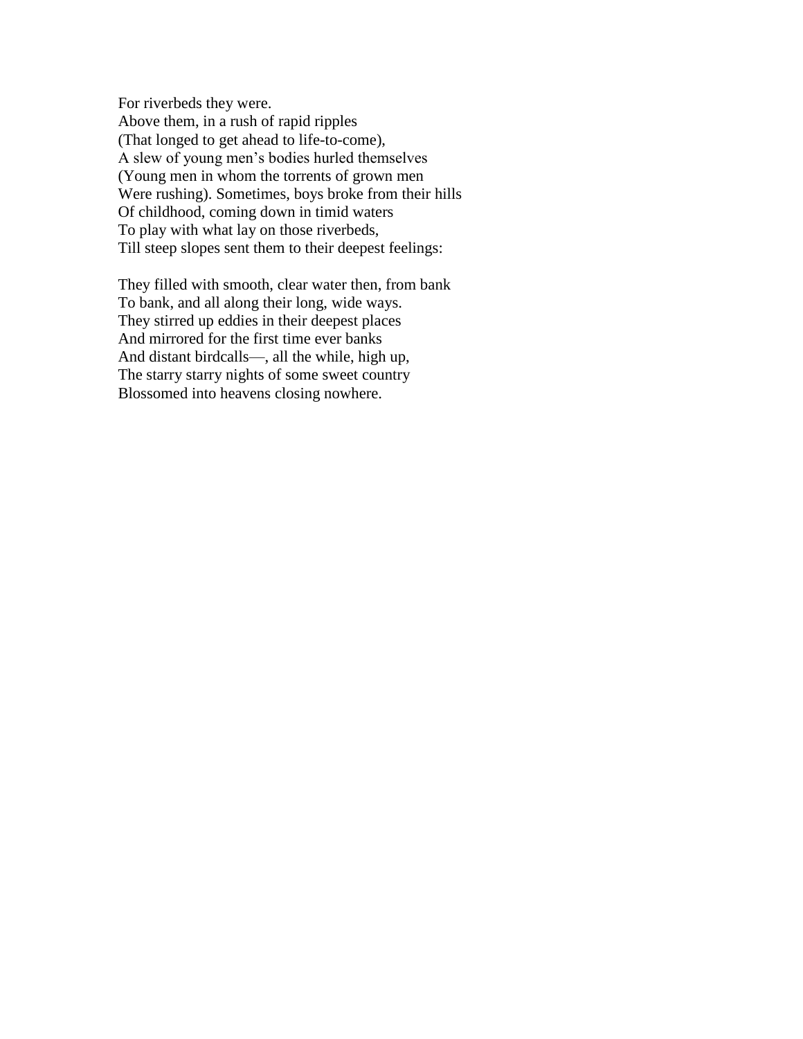For riverbeds they were.  
Above them, in a rush of rapid ripples  
(That longed to get ahead to life-to-come),  
A slew of young men's bodies hurled themselves  
(Young men in whom the torrents of grown men  
Were rushing). Sometimes, boys broke from their hills  
Of childhood, coming down in timid waters  
To play with what lay on those riverbeds,  
Till steep slopes sent them to their deepest feelings:

They filled with smooth, clear water then, from bank  
To bank, and all along their long, wide ways.  
They stirred up eddies in their deepest places  
And mirrored for the first time ever banks  
And distant birdcalls—, all the while, high up,  
The starry starry nights of some sweet country  
Blossomed into heavens closing nowhere.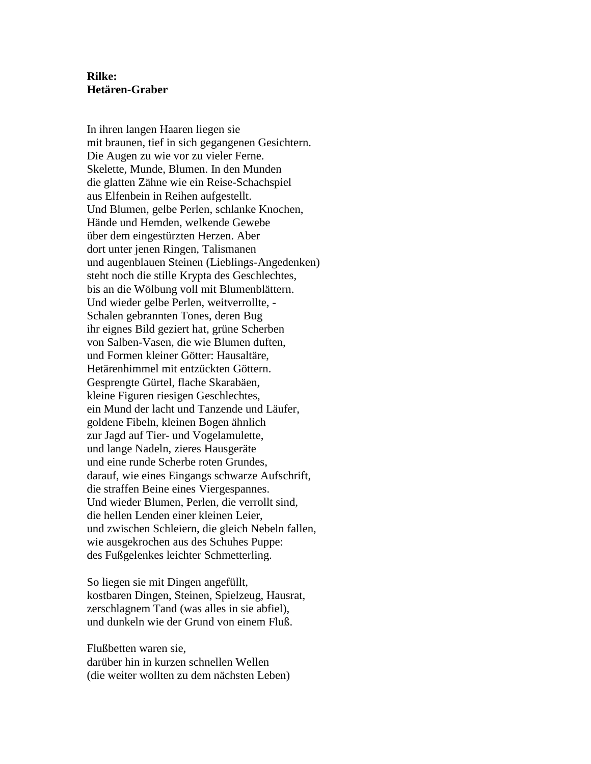**Rilke:**
**Hetären-Graber**

In ihren langen Haaren liegen sie
mit braunen, tief in sich gegangenen Gesichtern.
Die Augen zu wie vor zu vieler Ferne.
Skelette, Munde, Blumen. In den Munden
die glatten Zähne wie ein Reise-Schachspiel
aus Elfenbein in Reihen aufgestellt.
Und Blumen, gelbe Perlen, schlanke Knochen,
Hände und Hemden, welkende Gewebe
über dem eingestürzten Herzen. Aber
dort unter jenen Ringen, Talismanen
und augenblauen Steinen (Lieblings-Angedenken)
steht noch die stille Krypta des Geschlechtes,
bis an die Wölbung voll mit Blumenblättern.
Und wieder gelbe Perlen, weitverrollte, -
Schalen gebrannten Tones, deren Bug
ihr eignes Bild geziert hat, grüne Scherben
von Salben-Vasen, die wie Blumen duften,
und Formen kleiner Götter: Hausaltäre,
Hetärenhimmel mit entzückten Göttern.
Gesprengte Gürtel, flache Skarabäen,
kleine Figuren riesigen Geschlechtes,
ein Mund der lacht und Tanzende und Läufer,
goldene Fibeln, kleinen Bogen ähnlich
zur Jagd auf Tier- und Vogelamulette,
und lange Nadeln, zieres Hausgeräte
und eine runde Scherbe roten Grundes,
darauf, wie eines Eingangs schwarze Aufschrift,
die straffen Beine eines Viergespannes.
Und wieder Blumen, Perlen, die verrollt sind,
die hellen Lenden einer kleinen Leier,
und zwischen Schleiern, die gleich Nebeln fallen,
wie ausgekrochen aus des Schuhes Puppe:
des Fußgelenkes leichter Schmetterling.

So liegen sie mit Dingen angefüllt,
kostbaren Dingen, Steinen, Spielzeug, Hausrat,
zerschlagnem Tand (was alles in sie abfiel),
und dunkeln wie der Grund von einem Fluß.

Flußbetten waren sie,
darüber hin in kurzen schnellen Wellen
(die weiter wollten zu dem nächsten Leben)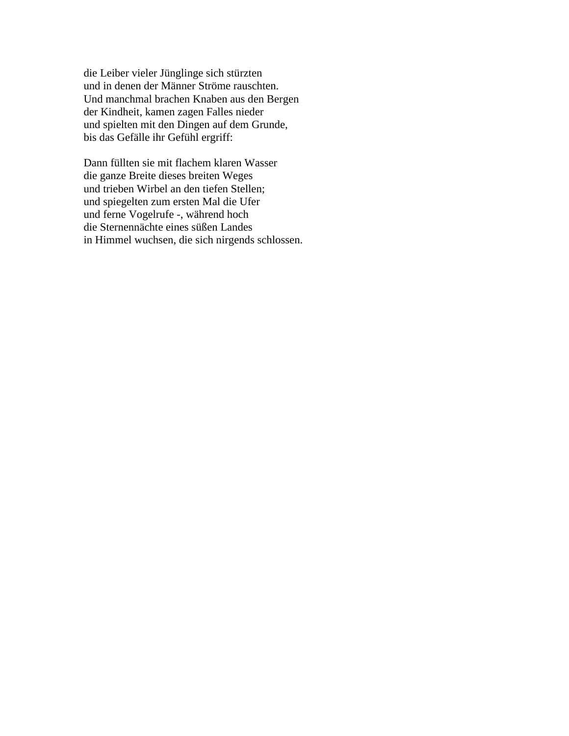die Leiber vieler Jünglinge sich stürzten
und in denen der Männer Ströme rauschten.
Und manchmal brachen Knaben aus den Bergen
der Kindheit, kamen zagen Falles nieder
und spielten mit den Dingen auf dem Grunde,
bis das Gefälle ihr Gefühl ergriff:

Dann füllten sie mit flachem klaren Wasser
die ganze Breite dieses breiten Weges
und trieben Wirbel an den tiefen Stellen;
und spiegelten zum ersten Mal die Ufer
und ferne Vogelrufe -, während hoch
die Sternennächte eines süßen Landes
in Himmel wuchsen, die sich nirgends schlossen.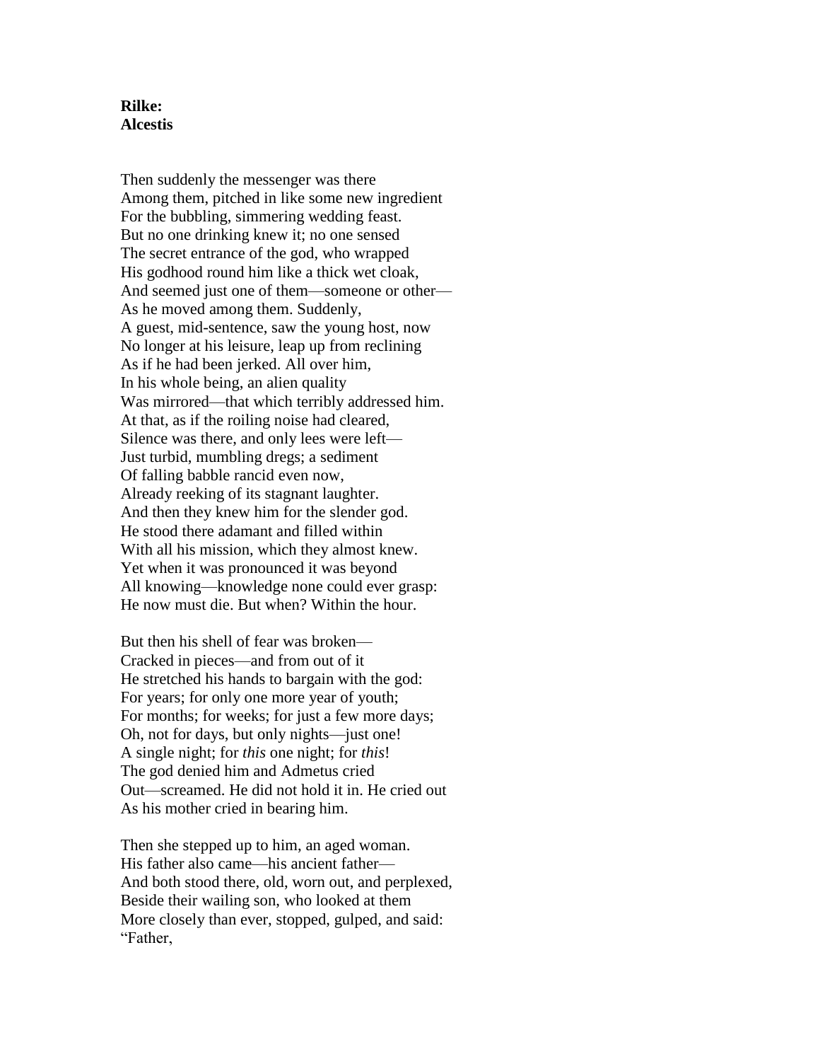**Rilke:**
**Alcestis**

Then suddenly the messenger was there
Among them, pitched in like some new ingredient
For the bubbling, simmering wedding feast.
But no one drinking knew it; no one sensed
The secret entrance of the god, who wrapped
His godhood round him like a thick wet cloak,
And seemed just one of them—someone or other—
As he moved among them. Suddenly,
A guest, mid-sentence, saw the young host, now
No longer at his leisure, leap up from reclining
As if he had been jerked. All over him,
In his whole being, an alien quality
Was mirrored—that which terribly addressed him.
At that, as if the roiling noise had cleared,
Silence was there, and only lees were left—
Just turbid, mumbling dregs; a sediment
Of falling babble rancid even now,
Already reeking of its stagnant laughter.
And then they knew him for the slender god.
He stood there adamant and filled within
With all his mission, which they almost knew.
Yet when it was pronounced it was beyond
All knowing—knowledge none could ever grasp:
He now must die. But when? Within the hour.

But then his shell of fear was broken—
Cracked in pieces—and from out of it
He stretched his hands to bargain with the god:
For years; for only one more year of youth;
For months; for weeks; for just a few more days;
Oh, not for days, but only nights—just one!
A single night; for *this* one night; for *this*!
The god denied him and Admetus cried
Out—screamed. He did not hold it in. He cried out
As his mother cried in bearing him.

Then she stepped up to him, an aged woman.
His father also came—his ancient father—
And both stood there, old, worn out, and perplexed,
Beside their wailing son, who looked at them
More closely than ever, stopped, gulped, and said:
"Father,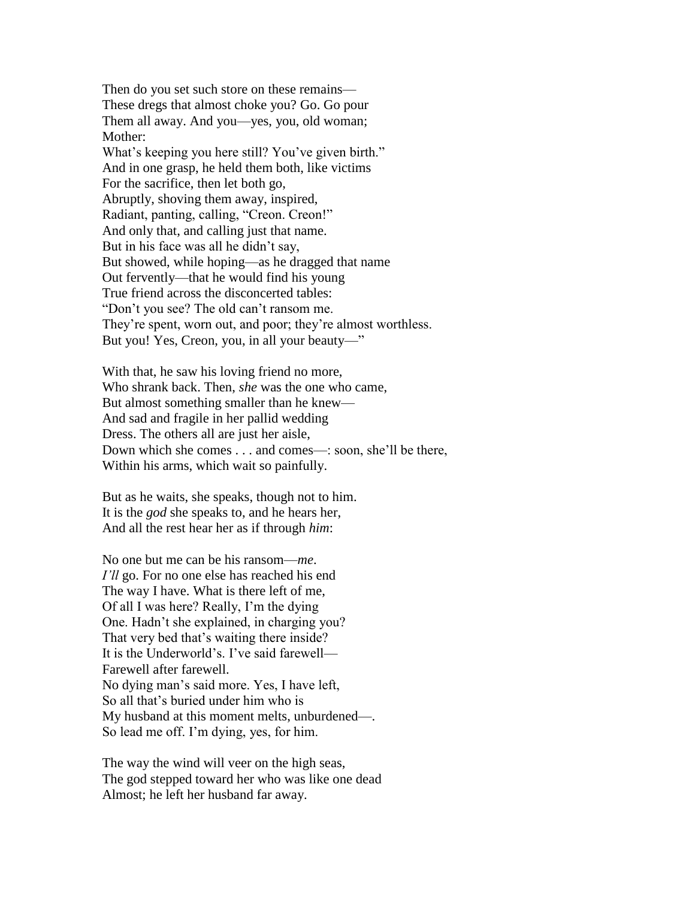Then do you set such store on these remains—
These dregs that almost choke you? Go. Go pour
Them all away. And you—yes, you, old woman;
Mother:
What's keeping you here still? You've given birth."
And in one grasp, he held them both, like victims
For the sacrifice, then let both go,
Abruptly, shoving them away, inspired,
Radiant, panting, calling, "Creon. Creon!"
And only that, and calling just that name.
But in his face was all he didn't say,
But showed, while hoping—as he dragged that name
Out fervently—that he would find his young
True friend across the disconcerted tables:
"Don't you see? The old can't ransom me.
They're spent, worn out, and poor; they're almost worthless.
But you! Yes, Creon, you, in all your beauty—"

With that, he saw his loving friend no more,
Who shrank back. Then, *she* was the one who came,
But almost something smaller than he knew—
And sad and fragile in her pallid wedding
Dress. The others all are just her aisle,
Down which she comes . . . and comes—: soon, she'll be there,
Within his arms, which wait so painfully.

But as he waits, she speaks, though not to him.
It is the *god* she speaks to, and he hears her,
And all the rest hear her as if through *him*:

No one but me can be his ransom—*me*.
*I'll* go. For no one else has reached his end
The way I have. What is there left of me,
Of all I was here? Really, I'm the dying
One. Hadn't she explained, in charging you?
That very bed that's waiting there inside?
It is the Underworld's. I've said farewell—
Farewell after farewell.
No dying man's said more. Yes, I have left,
So all that's buried under him who is
My husband at this moment melts, unburdened—.
So lead me off. I'm dying, yes, for him.

The way the wind will veer on the high seas,
The god stepped toward her who was like one dead
Almost; he left her husband far away.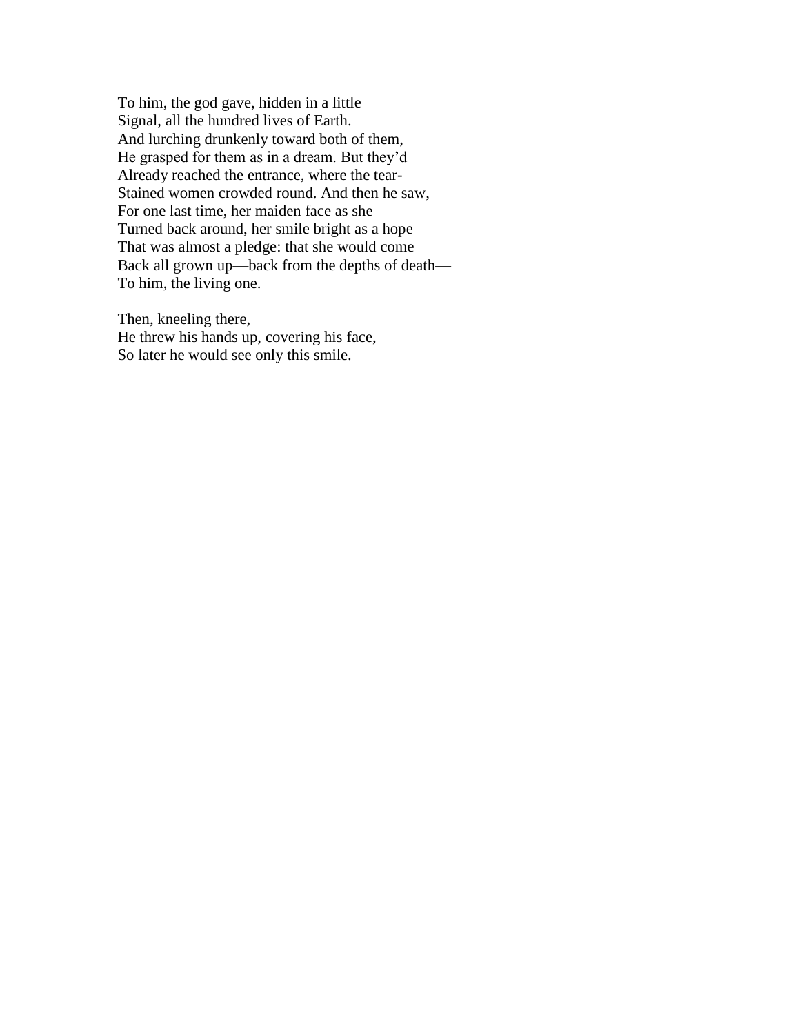To him, the god gave, hidden in a little
Signal, all the hundred lives of Earth.
And lurching drunkenly toward both of them,
He grasped for them as in a dream. But they'd
Already reached the entrance, where the tear-
Stained women crowded round. And then he saw,
For one last time, her maiden face as she
Turned back around, her smile bright as a hope
That was almost a pledge: that she would come
Back all grown up—back from the depths of death—
To him, the living one.

Then, kneeling there,
He threw his hands up, covering his face,
So later he would see only this smile.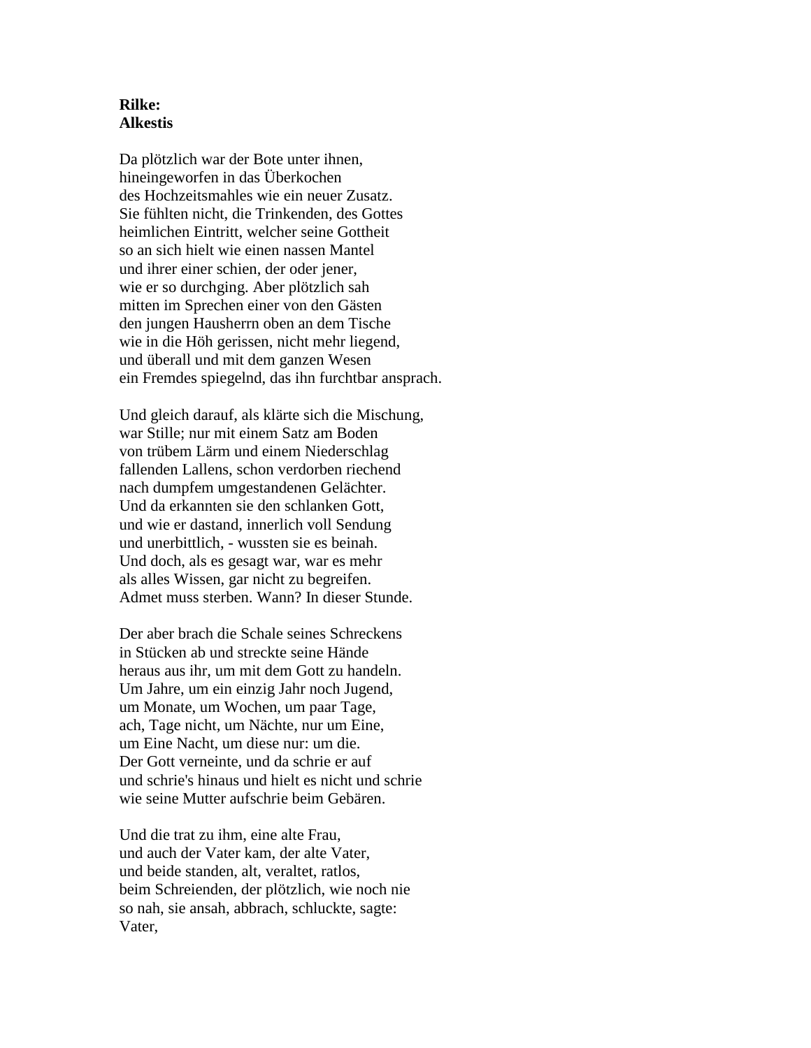**Rilke:**
**Alkestis**

Da plötzlich war der Bote unter ihnen,
hineingeworfen in das Überkochen
des Hochzeitsmahles wie ein neuer Zusatz.
Sie fühlten nicht, die Trinkenden, des Gottes
heimlichen Eintritt, welcher seine Gottheit
so an sich hielt wie einen nassen Mantel
und ihrer einer schien, der oder jener,
wie er so durchging. Aber plötzlich sah
mitten im Sprechen einer von den Gästen
den jungen Hausherrn oben an dem Tische
wie in die Höh gerissen, nicht mehr liegend,
und überall und mit dem ganzen Wesen
ein Fremdes spiegelnd, das ihn furchtbar ansprach.

Und gleich darauf, als klärte sich die Mischung,
war Stille; nur mit einem Satz am Boden
von trübem Lärm und einem Niederschlag
fallenden Lallens, schon verdorben riechend
nach dumpfem umgestandenen Gelächter.
Und da erkannten sie den schlanken Gott,
und wie er dastand, innerlich voll Sendung
und unerbittlich, - wussten sie es beinah.
Und doch, als es gesagt war, war es mehr
als alles Wissen, gar nicht zu begreifen.
Admet muss sterben. Wann? In dieser Stunde.

Der aber brach die Schale seines Schreckens
in Stücken ab und streckte seine Hände
heraus aus ihr, um mit dem Gott zu handeln.
Um Jahre, um ein einzig Jahr noch Jugend,
um Monate, um Wochen, um paar Tage,
ach, Tage nicht, um Nächte, nur um Eine,
um Eine Nacht, um diese nur: um die.
Der Gott verneinte, und da schrie er auf
und schrie's hinaus und hielt es nicht und schrie
wie seine Mutter aufschrie beim Gebären.

Und die trat zu ihm, eine alte Frau,
und auch der Vater kam, der alte Vater,
und beide standen, alt, veraltet, ratlos,
beim Schreienden, der plötzlich, wie noch nie
so nah, sie ansah, abbrach, schluckte, sagte:
Vater,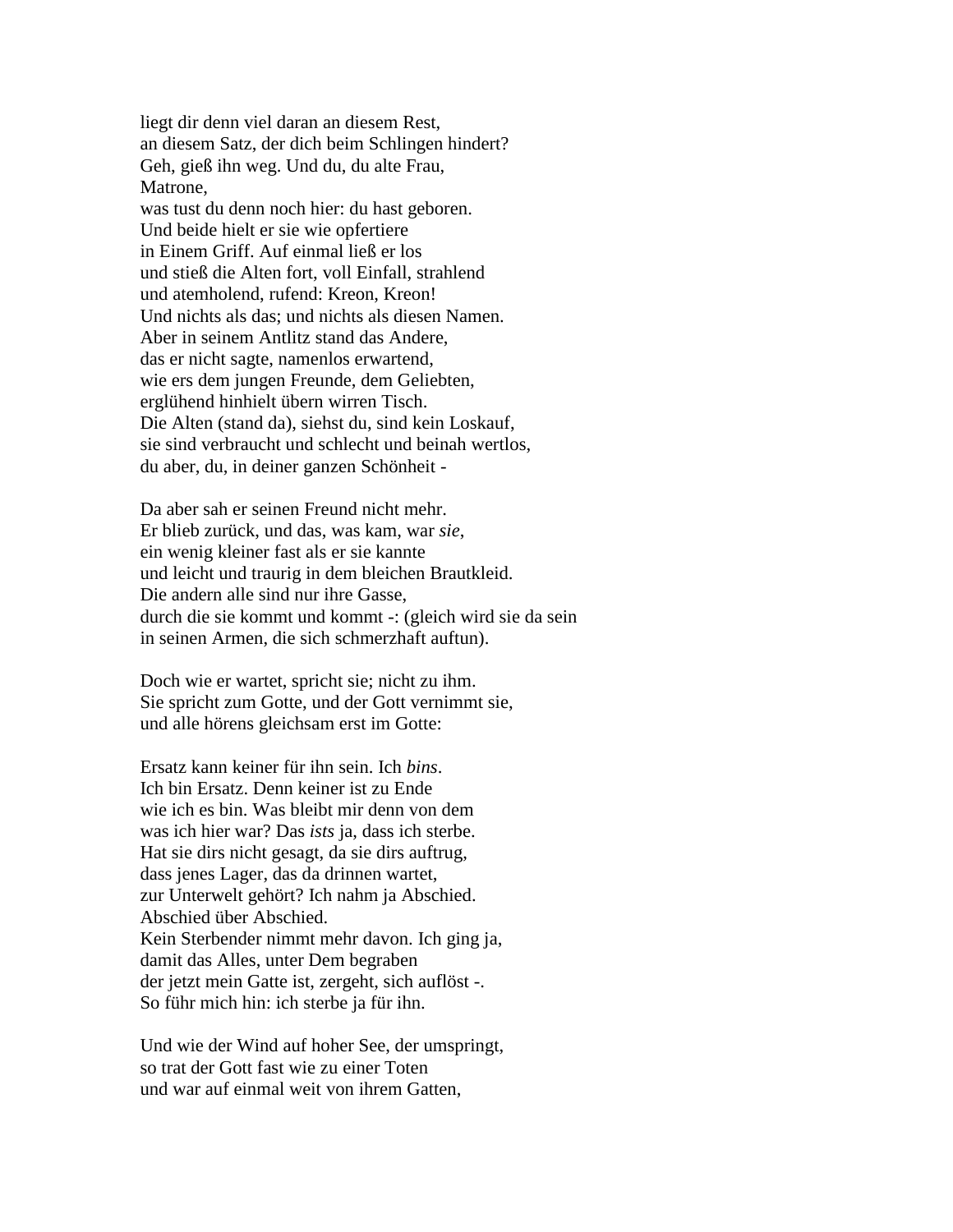liegt dir denn viel daran an diesem Rest,
an diesem Satz, der dich beim Schlingen hindert?
Geh, gieß ihn weg. Und du, du alte Frau,
Matrone,
was tust du denn noch hier: du hast geboren.
Und beide hielt er sie wie opfertiere
in Einem Griff. Auf einmal ließ er los
und stieß die Alten fort, voll Einfall, strahlend
und atemholend, rufend: Kreon, Kreon!
Und nichts als das; und nichts als diesen Namen.
Aber in seinem Antlitz stand das Andere,
das er nicht sagte, namenlos erwartend,
wie ers dem jungen Freunde, dem Geliebten,
erglühend hinhielt übern wirren Tisch.
Die Alten (stand da), siehst du, sind kein Loskauf,
sie sind verbraucht und schlecht und beinah wertlos,
du aber, du, in deiner ganzen Schönheit -

Da aber sah er seinen Freund nicht mehr.
Er blieb zurück, und das, was kam, war *sie*,
ein wenig kleiner fast als er sie kannte
und leicht und traurig in dem bleichen Brautkleid.
Die andern alle sind nur ihre Gasse,
durch die sie kommt und kommt -: (gleich wird sie da sein
in seinen Armen, die sich schmerzhaft auftun).

Doch wie er wartet, spricht sie; nicht zu ihm.
Sie spricht zum Gotte, und der Gott vernimmt sie,
und alle hörens gleichsam erst im Gotte:

Ersatz kann keiner für ihn sein. Ich *bins*.
Ich bin Ersatz. Denn keiner ist zu Ende
wie ich es bin. Was bleibt mir denn von dem
was ich hier war? Das *ists* ja, dass ich sterbe.
Hat sie dirs nicht gesagt, da sie dirs auftrug,
dass jenes Lager, das da drinnen wartet,
zur Unterwelt gehört? Ich nahm ja Abschied.
Abschied über Abschied.
Kein Sterbender nimmt mehr davon. Ich ging ja,
damit das Alles, unter Dem begraben
der jetzt mein Gatte ist, zergeht, sich auflöst -.
So führ mich hin: ich sterbe ja für ihn.

Und wie der Wind auf hoher See, der umspringt,
so trat der Gott fast wie zu einer Toten
und war auf einmal weit von ihrem Gatten,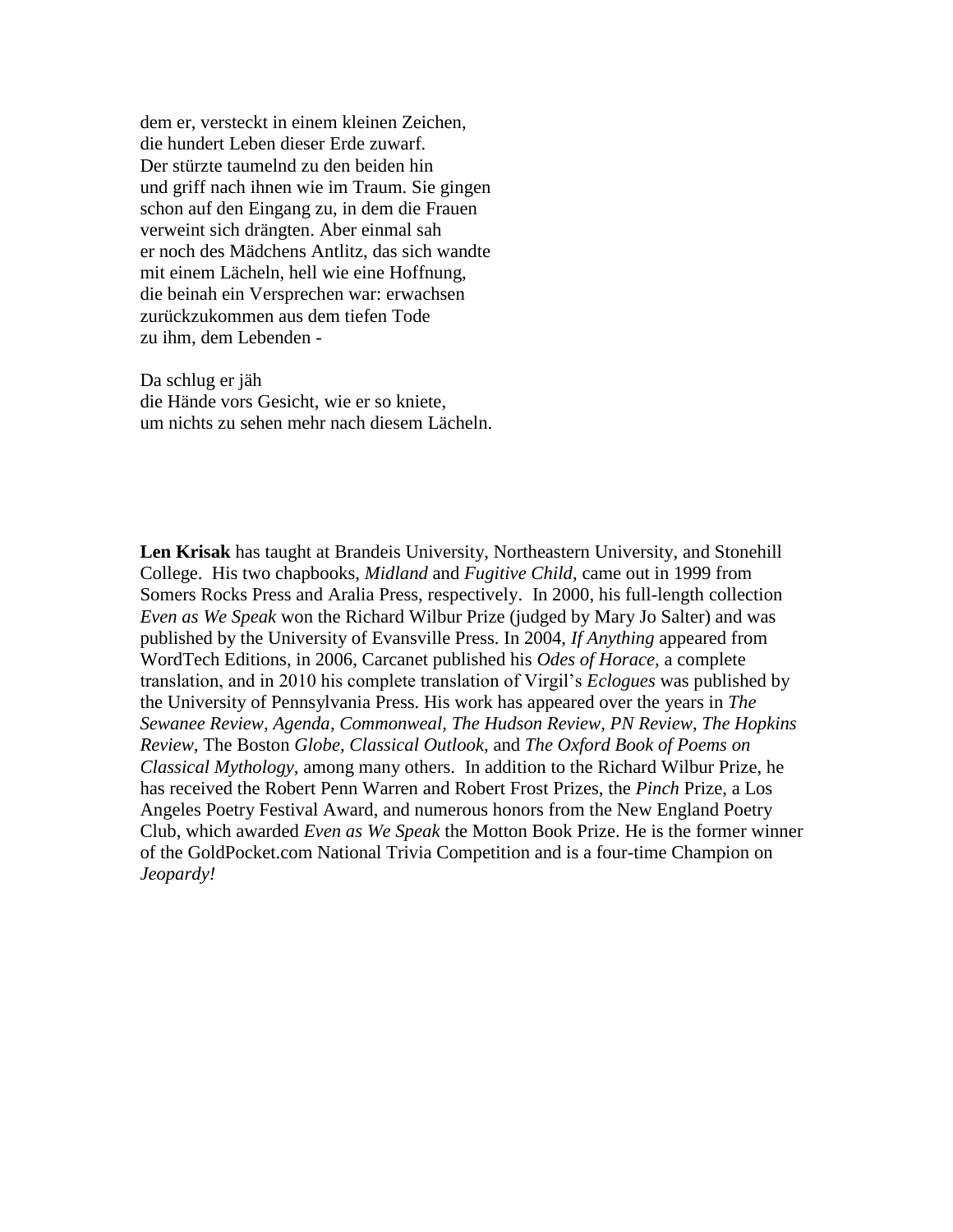dem er, versteckt in einem kleinen Zeichen,  
die hundert Leben dieser Erde zuwarf.  
Der stürzte taumelnd zu den beiden hin  
und griff nach ihnen wie im Traum. Sie gingen  
schon auf den Eingang zu, in dem die Frauen  
verweint sich drängten. Aber einmal sah  
er noch des Mädchens Antlitz, das sich wandte  
mit einem Lächeln, hell wie eine Hoffnung,  
die beinah ein Versprechen war: erwachsen  
zurückzukommen aus dem tiefen Tode  
zu ihm, dem Lebenden -

Da schlug er jäh  
die Hände vors Gesicht, wie er so kniete,  
um nichts zu sehen mehr nach diesem Lächeln.

**Len Krisak** has taught at Brandeis University, Northeastern University, and Stonehill College. His two chapbooks, *Midland* and *Fugitive Child*, came out in 1999 from Somers Rocks Press and Aralia Press, respectively. In 2000, his full-length collection *Even as We Speak* won the Richard Wilbur Prize (judged by Mary Jo Salter) and was published by the University of Evansville Press. In 2004, *If Anything* appeared from WordTech Editions, in 2006, Carcanet published his *Odes of Horace,* a complete translation, and in 2010 his complete translation of Virgil's *Eclogues* was published by the University of Pennsylvania Press. His work has appeared over the years in *The Sewanee Review, Agenda, Commonweal, The Hudson Review, PN Review, The Hopkins Review,* The Boston *Globe, Classical Outlook,* and *The Oxford Book of Poems on Classical Mythology*, among many others. In addition to the Richard Wilbur Prize, he has received the Robert Penn Warren and Robert Frost Prizes, the *Pinch* Prize, a Los Angeles Poetry Festival Award, and numerous honors from the New England Poetry Club, which awarded *Even as We Speak* the Motton Book Prize. He is the former winner of the GoldPocket.com National Trivia Competition and is a four-time Champion on *Jeopardy!*